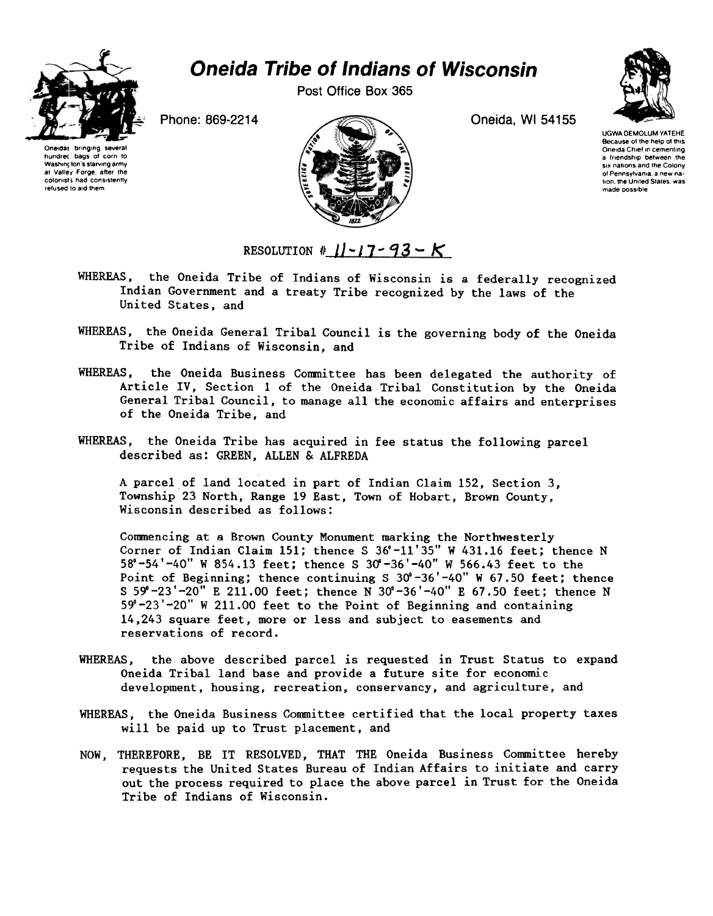# Oneida Tribe of Indians of Wisconsin

Post Office Box 365

Phone: 869-2214

Oneida, WI 54155

Oneidas bringing several hundred bags of corn to Washington's starving army at Valley Forge, after the colonists had consistently refused to aid them

UGWA DEMOLUM YATEHE Because of the help of this Oneida Chief in cementing a friendship between the six nations and the Colony of Pennsylvania, a new nation, the United States, was made possible

RESOLUTION # 11-17-93-K

WHEREAS, the Oneida Tribe of Indians of Wisconsin is a federally recognized Indian Government and a treaty Tribe recognized by the laws of the United States, and

WHEREAS, the Oneida General Tribal Council is the governing body of the Oneida Tribe of Indians of Wisconsin, and

WHEREAS, the Oneida Business Committee has been delegated the authority of Article IV, Section 1 of the Oneida Tribal Constitution by the Oneida General Tribal Council, to manage all the economic affairs and enterprises of the Oneida Tribe, and

WHEREAS, the Oneida Tribe has acquired in fee status the following parcel described as: GREEN, ALLEN & ALFREDA

A parcel of land located in part of Indian Claim 152, Section 3, Township 23 North, Range 19 East, Town of Hobart, Brown County, Wisconsin described as follows:

Commencing at a Brown County Monument marking the Northwesterly Corner of Indian Claim 151; thence S 36°-11'35" W 431.16 feet; thence N 58°-54'-40" W 854.13 feet; thence S 30°-36'-40" W 566.43 feet to the Point of Beginning; thence continuing S 30°-36'-40" W 67.50 feet; thence S 59°-23'-20" E 211.00 feet; thence N 30°-36'-40" E 67.50 feet; thence N 59°-23'-20" W 211.00 feet to the Point of Beginning and containing 14,243 square feet, more or less and subject to easements and reservations of record.

WHEREAS, the above described parcel is requested in Trust Status to expand Oneida Tribal land base and provide a future site for economic development, housing, recreation, conservancy, and agriculture, and

WHEREAS, the Oneida Business Committee certified that the local property taxes will be paid up to Trust placement, and

NOW, THEREFORE, BE IT RESOLVED, THAT THE Oneida Business Committee hereby requests the United States Bureau of Indian Affairs to initiate and carry out the process required to place the above parcel in Trust for the Oneida Tribe of Indians of Wisconsin.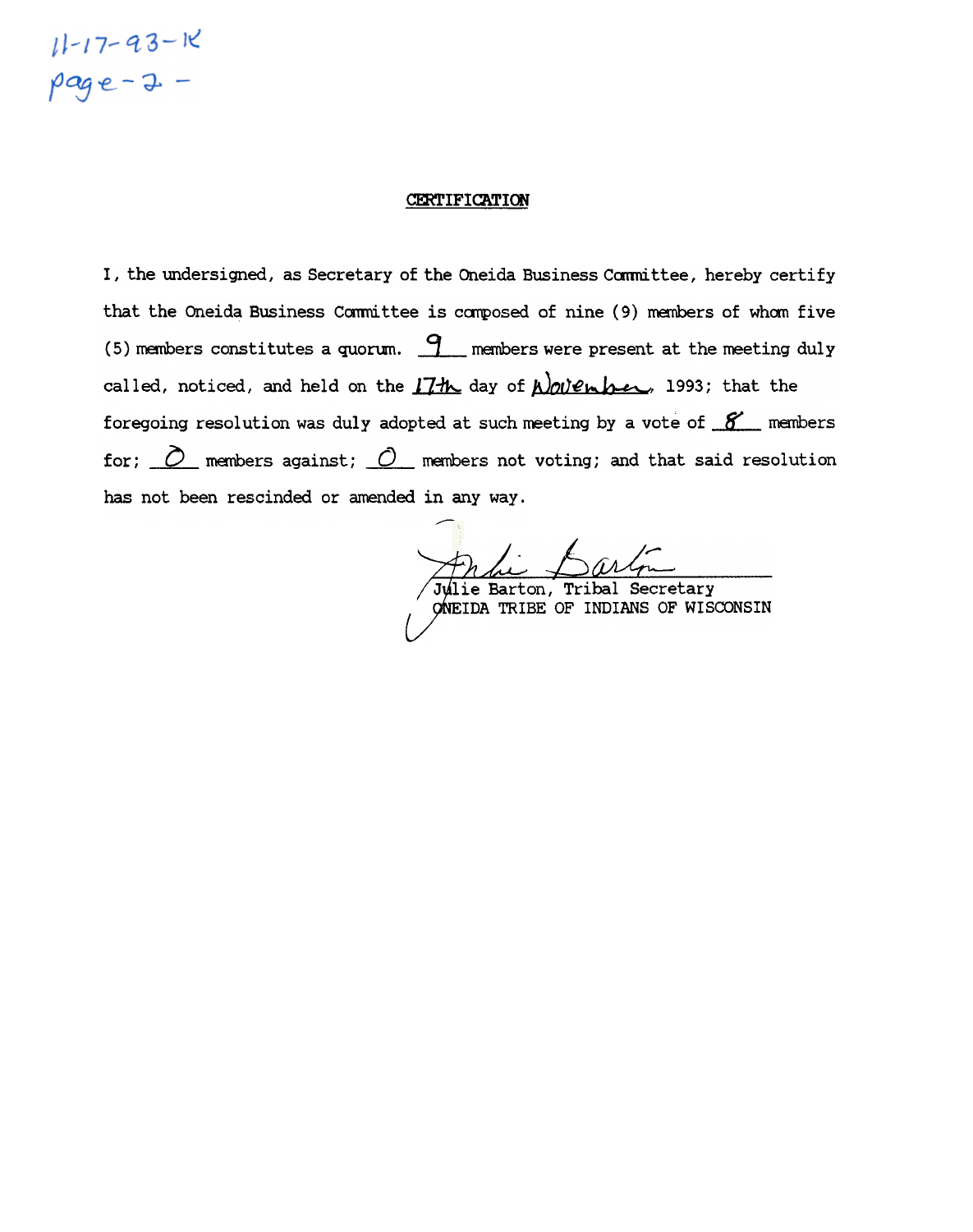11-17-93-K
page-2-

## CERTIFICATION

I, the undersigned, as Secretary of the Oneida Business Committee, hereby certify that the Oneida Business Committee is composed of nine (9) members of whom five (5) members constitutes a quorum. 9 members were present at the meeting duly called, noticed, and held on the 17th day of November, 1993; that the foregoing resolution was duly adopted at such meeting by a vote of 8 members for; 0 members against; 0 members not voting; and that said resolution has not been rescinded or amended in any way.

Julie Barton

Julie Barton, Tribal Secretary
ONEIDA TRIBE OF INDIANS OF WISCONSIN